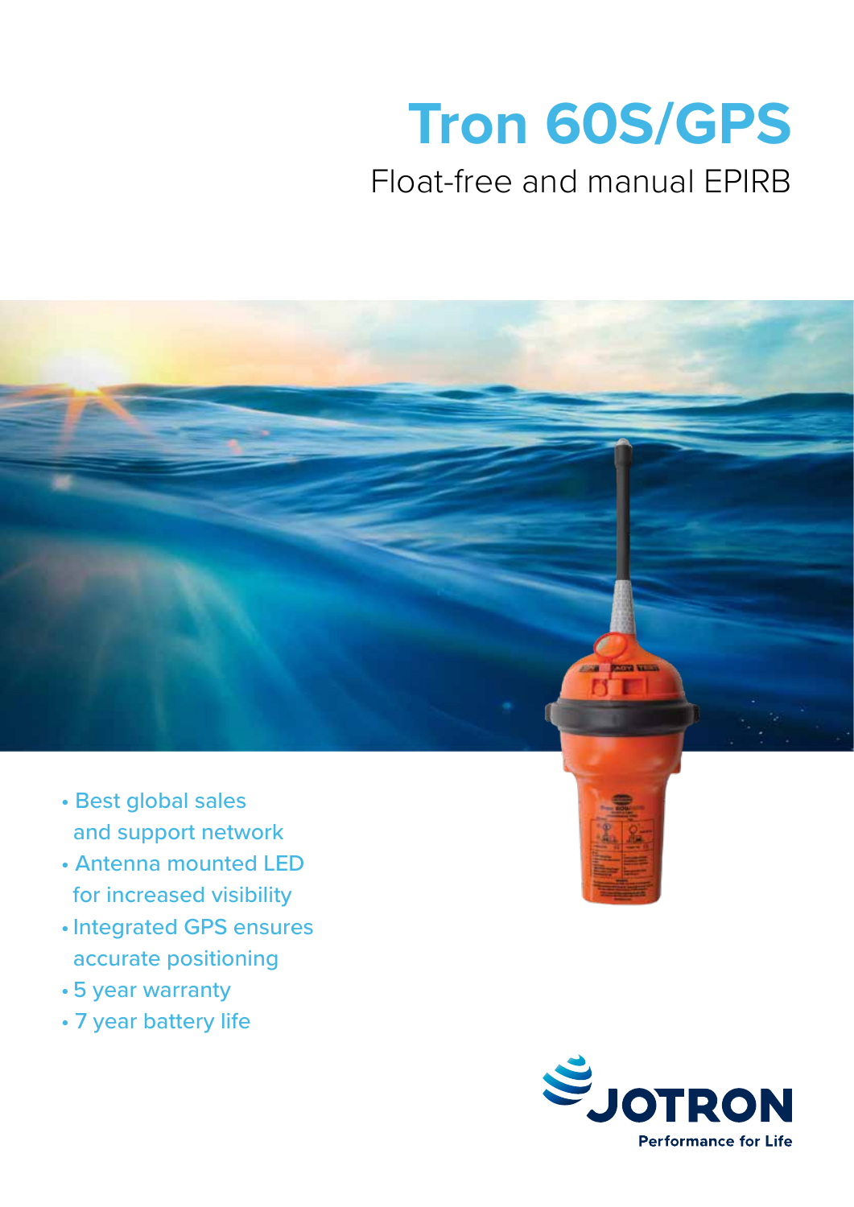# Tron 60S/GPS

## Float-free and manual EPIRB

- Best global sales and support network
- Antenna mounted LED for increased visibility
- Integrated GPS ensures accurate positioning
- 5 year warranty
- 7 year battery life

JOTRON

Performance for Life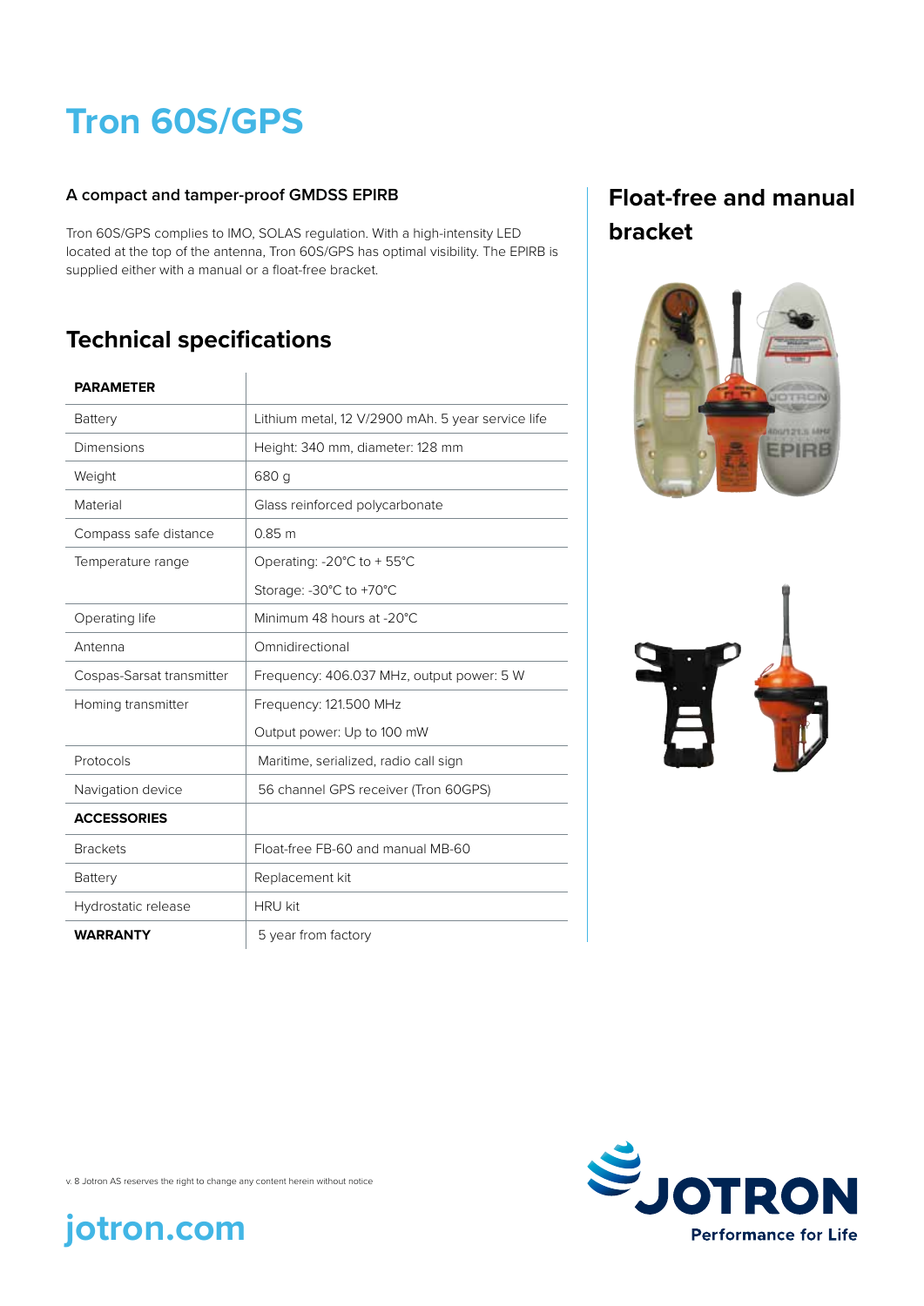# Tron 60S/GPS

### A compact and tamper-proof GMDSS EPIRB

Tron 60S/GPS complies to IMO, SOLAS regulation. With a high-intensity LED located at the top of the antenna, Tron 60S/GPS has optimal visibility. The EPIRB is supplied either with a manual or a float-free bracket.

## Technical specifications

| **PARAMETER** | |
|---|---|
| Battery | Lithium metal, 12 V/2900 mAh. 5 year service life |
| Dimensions | Height: 340 mm, diameter: 128 mm |
| Weight | 680 g |
| Material | Glass reinforced polycarbonate |
| Compass safe distance | 0.85 m |
| Temperature range | Operating: -20°C to + 55°C |
| | Storage: -30°C to +70°C |
| Operating life | Minimum 48 hours at -20°C |
| Antenna | Omnidirectional |
| Cospas-Sarsat transmitter | Frequency: 406.037 MHz, output power: 5 W |
| Homing transmitter | Frequency: 121.500 MHz |
| | Output power: Up to 100 mW |
| Protocols | Maritime, serialized, radio call sign |
| Navigation device | 56 channel GPS receiver (Tron 60GPS) |
| **ACCESSORIES** | |
| Brackets | Float-free FB-60 and manual MB-60 |
| Battery | Replacement kit |
| Hydrostatic release | HRU kit |
| **WARRANTY** | 5 year from factory |

## Float-free and manual bracket

v. 8 Jotron AS reserves the right to change any content herein without notice

jotron.com

JOTRON
Performance for Life